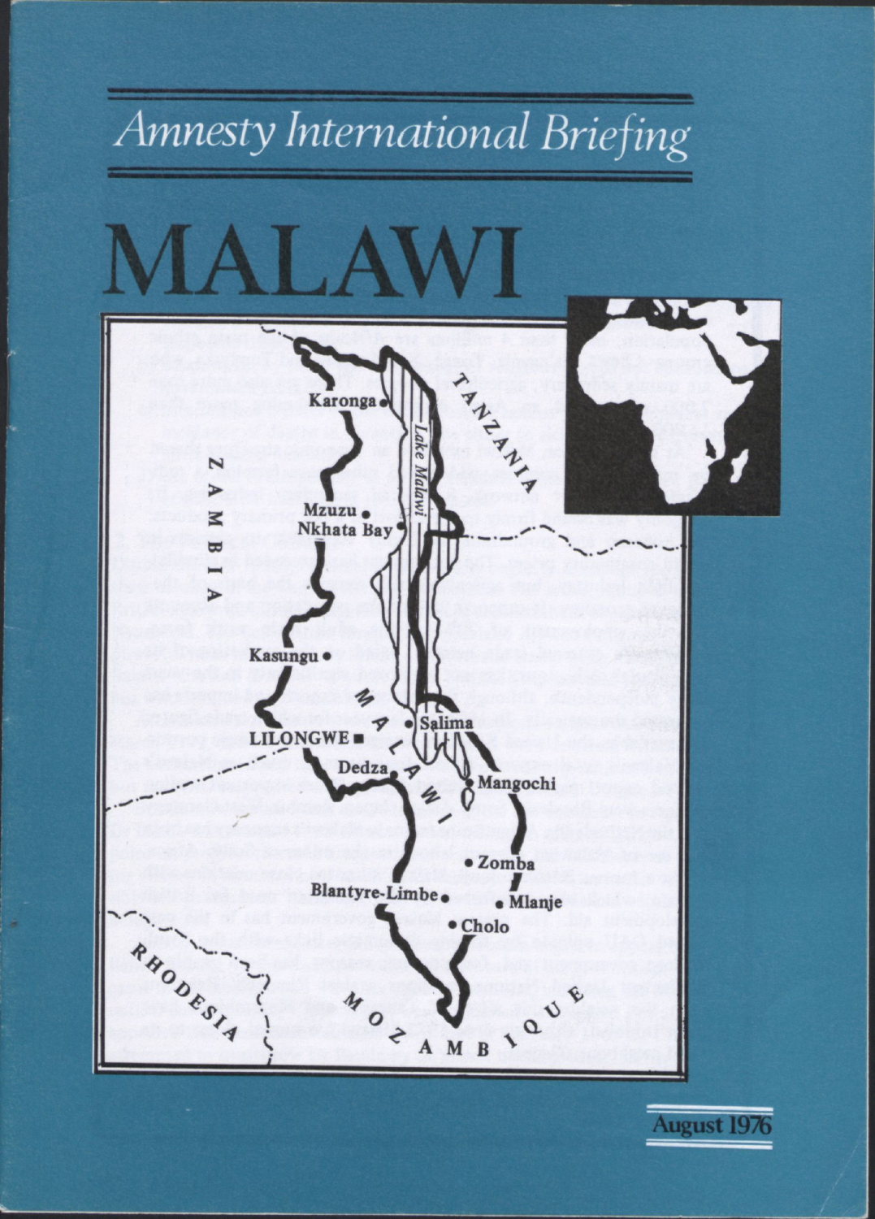# Amnesty International Briefing

# MALAWI

Karonga

Lake Malawi

TANZANIA

ZAMBIA

Mzuzu

Nkhata Bay

Kasungu

MALAWI

Salima

LILONGWE

Dedza

Mangochi

Zomba

Blantyre-Limbe

Mlanje

Cholo

RHODESIA

MOZAMBIQUE

August 1976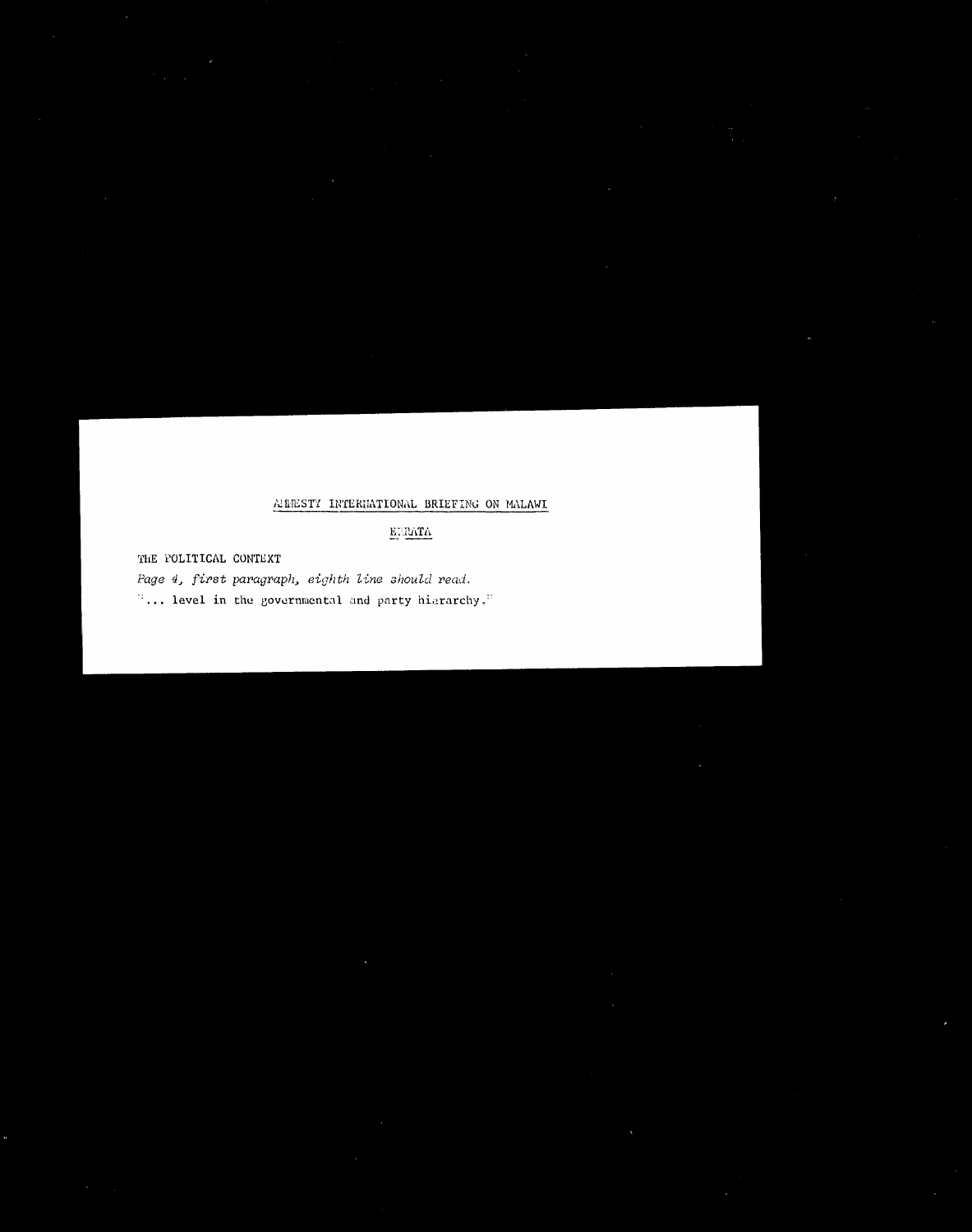AMNESTY INTERNATIONAL BRIEFING ON MALAWI

ERRATA

THE POLITICAL CONTEXT

*Page 4, first paragraph, eighth line should read.*

"... level in the governmental and party hierarchy."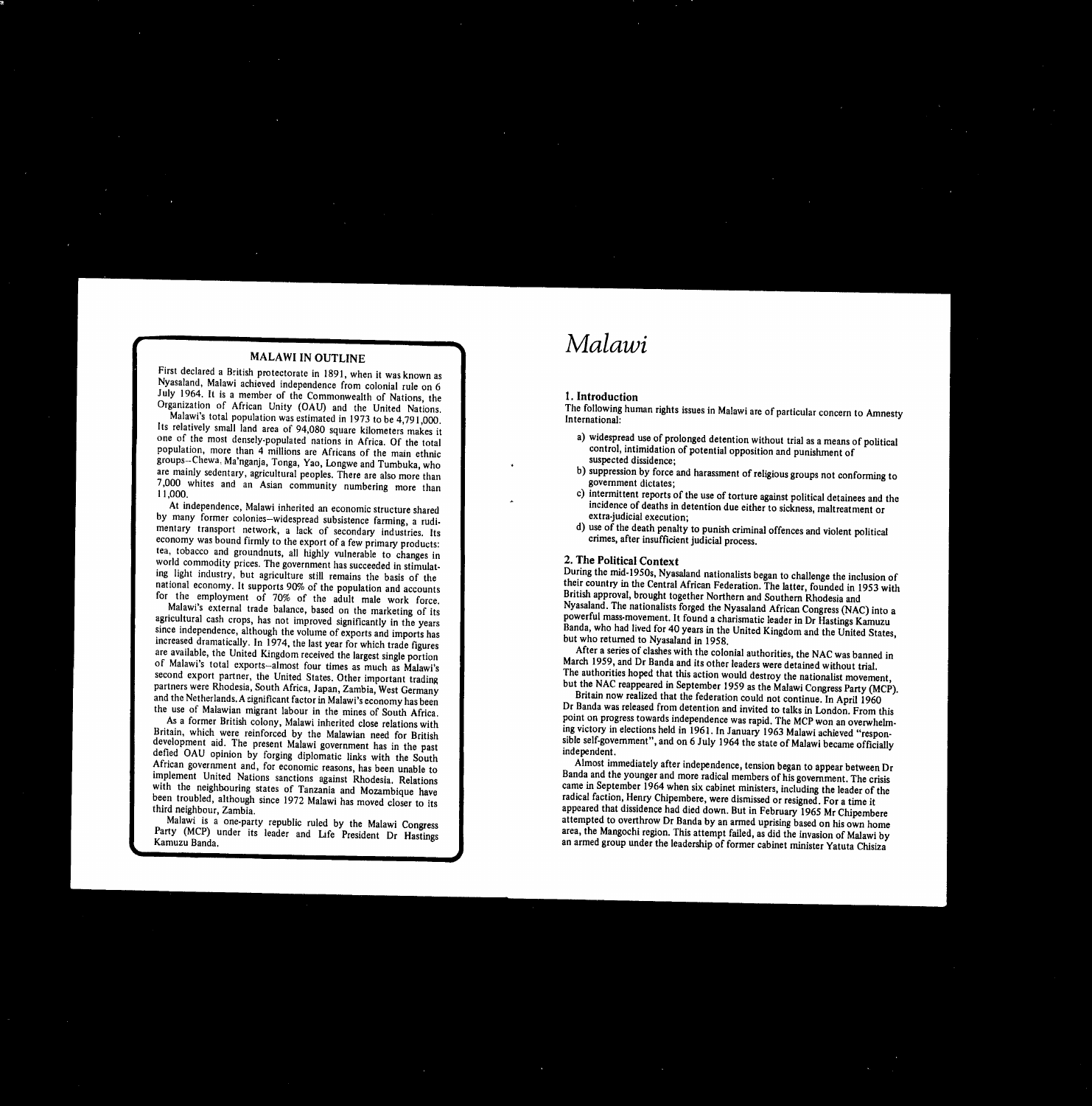## MALAWI IN OUTLINE

First declared a British protectorate in 1891, when it was known as Nyasaland, Malawi achieved independence from colonial rule on 6 July 1964. It is a member of the Commonwealth of Nations, the Organization of African Unity (OAU) and the United Nations.

Malawi's total population was estimated in 1973 to be 4,791,000. Its relatively small land area of 94,080 square kilometers makes it one of the most densely-populated nations in Africa. Of the total population, more than 4 millions are Africans of the main ethnic groups–Chewa, Ma'nganja, Tonga, Yao, Longwe and Tumbuka, who are mainly sedentary, agricultural peoples. There are also more than 7,000 whites and an Asian community numbering more than 11,000.

At independence, Malawi inherited an economic structure shared by many former colonies–widespread subsistence farming, a rudimentary transport network, a lack of secondary industries. Its economy was bound firmly to the export of a few primary products: tea, tobacco and groundnuts, all highly vulnerable to changes in world commodity prices. The government has succeeded in stimulating light industry, but agriculture still remains the basis of the national economy. It supports 90% of the population and accounts for the employment of 70% of the adult male work force.

Malawi's external trade balance, based on the marketing of its agricultural cash crops, has not improved significantly in the years since independence, although the volume of exports and imports has increased dramatically. In 1974, the last year for which trade figures are available, the United Kingdom received the largest single portion of Malawi's total exports–almost four times as much as Malawi's second export partner, the United States. Other important trading partners were Rhodesia, South Africa, Japan, Zambia, West Germany and the Netherlands. A significant factor in Malawi's economy has been the use of Malawian migrant labour in the mines of South Africa.

As a former British colony, Malawi inherited close relations with Britain, which were reinforced by the Malawian need for British development aid. The present Malawi government has in the past defied OAU opinion by forging diplomatic links with the South African government and, for economic reasons, has been unable to implement United Nations sanctions against Rhodesia. Relations with the neighbouring states of Tanzania and Mozambique have been troubled, although since 1972 Malawi has moved closer to its third neighbour, Zambia.

Malawi is a one-party republic ruled by the Malawi Congress Party (MCP) under its leader and Life President Dr Hastings Kamuzu Banda.

# *Malawi*

## 1. Introduction

The following human rights issues in Malawi are of particular concern to Amnesty International:

a) widespread use of prolonged detention without trial as a means of political control, intimidation of potential opposition and punishment of suspected dissidence;
b) suppression by force and harassment of religious groups not conforming to government dictates;
c) intermittent reports of the use of torture against political detainees and the incidence of deaths in detention due either to sickness, maltreatment or extra-judicial execution;
d) use of the death penalty to punish criminal offences and violent political crimes, after insufficient judicial process.

## 2. The Political Context

During the mid-1950s, Nyasaland nationalists began to challenge the inclusion of their country in the Central African Federation. The latter, founded in 1953 with British approval, brought together Northern and Southern Rhodesia and Nyasaland. The nationalists forged the Nyasaland African Congress (NAC) into a powerful mass-movement. It found a charismatic leader in Dr Hastings Kamuzu Banda, who had lived for 40 years in the United Kingdom and the United States, but who returned to Nyasaland in 1958.

After a series of clashes with the colonial authorities, the NAC was banned in March 1959, and Dr Banda and its other leaders were detained without trial. The authorities hoped that this action would destroy the nationalist movement, but the NAC reappeared in September 1959 as the Malawi Congress Party (MCP).

Britain now realized that the federation could not continue. In April 1960 Dr Banda was released from detention and invited to talks in London. From this point on progress towards independence was rapid. The MCP won an overwhelming victory in elections held in 1961. In January 1963 Malawi achieved "responsible self-government", and on 6 July 1964 the state of Malawi became officially independent.

Almost immediately after independence, tension began to appear between Dr Banda and the younger and more radical members of his government. The crisis came in September 1964 when six cabinet ministers, including the leader of the radical faction, Henry Chipembere, were dismissed or resigned. For a time it appeared that dissidence had died down. But in February 1965 Mr Chipembere attempted to overthrow Dr Banda by an armed uprising based on his own home area, the Mangochi region. This attempt failed, as did the invasion of Malawi by an armed group under the leadership of former cabinet minister Yatuta Chisiza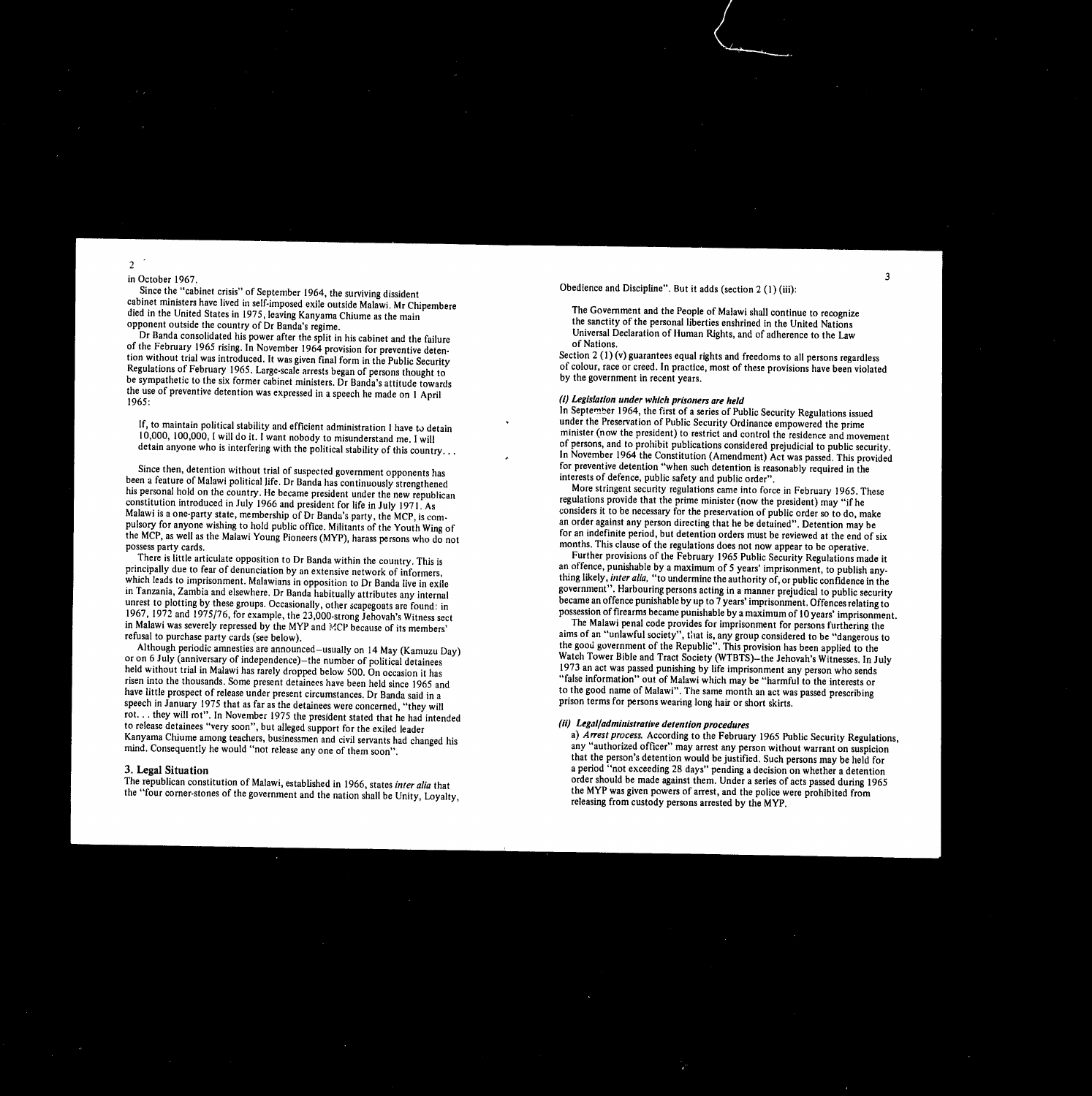in October 1967.

Since the "cabinet crisis" of September 1964, the surviving dissident cabinet ministers have lived in self-imposed exile outside Malawi. Mr Chipembere died in the United States in 1975, leaving Kanyama Chiume as the main opponent outside the country of Dr Banda's regime.

Dr Banda consolidated his power after the split in his cabinet and the failure of the February 1965 rising. In November 1964 provision for preventive detention without trial was introduced. It was given final form in the Public Security Regulations of February 1965. Large-scale arrests began of persons thought to be sympathetic to the six former cabinet ministers. Dr Banda's attitude towards the use of preventive detention was expressed in a speech he made on 1 April 1965:

> If, to maintain political stability and efficient administration I have to detain 10,000, 100,000, I will do it. I want nobody to misunderstand me. I will detain anyone who is interfering with the political stability of this country. . .

Since then, detention without trial of suspected government opponents has been a feature of Malawi political life. Dr Banda has continuously strengthened his personal hold on the country. He became president under the new republican constitution introduced in July 1966 and president for life in July 1971. As Malawi is a one-party state, membership of Dr Banda's party, the MCP, is compulsory for anyone wishing to hold public office. Militants of the Youth Wing of the MCP, as well as the Malawi Young Pioneers (MYP), harass persons who do not possess party cards.

There is little articulate opposition to Dr Banda within the country. This is principally due to fear of denunciation by an extensive network of informers, which leads to imprisonment. Malawians in opposition to Dr Banda live in exile in Tanzania, Zambia and elsewhere. Dr Banda habitually attributes any internal unrest to plotting by these groups. Occasionally, other scapegoats are found: in 1967, 1972 and 1975/76, for example, the 23,000-strong Jehovah's Witness sect in Malawi was severely repressed by the MYP and MCP because of its members' refusal to purchase party cards (see below).

Although periodic amnesties are announced–usually on 14 May (Kamuzu Day) or on 6 July (anniversary of independence)–the number of political detainees held without trial in Malawi has rarely dropped below 500. On occasion it has risen into the thousands. Some present detainees have been held since 1965 and have little prospect of release under present circumstances. Dr Banda said in a speech in January 1975 that as far as the detainees were concerned, "they will rot. . . they will rot". In November 1975 the president stated that he had intended to release detainees "very soon", but alleged support for the exiled leader Kanyama Chiume among teachers, businessmen and civil servants had changed his mind. Consequently he would "not release any one of them soon".

## 3. Legal Situation

The republican constitution of Malawi, established in 1966, states *inter alia* that the "four corner-stones of the government and the nation shall be Unity, Loyalty, Obedience and Discipline". But it adds (section 2 (1) (iii):

> The Government and the People of Malawi shall continue to recognize the sanctity of the personal liberties enshrined in the United Nations Universal Declaration of Human Rights, and of adherence to the Law of Nations.

Section 2 (1) (v) guarantees equal rights and freedoms to all persons regardless of colour, race or creed. In practice, most of these provisions have been violated by the government in recent years.

### *(i) Legislation under which prisoners are held*

In September 1964, the first of a series of Public Security Regulations issued under the Preservation of Public Security Ordinance empowered the prime minister (now the president) to restrict and control the residence and movement of persons, and to prohibit publications considered prejudicial to public security. In November 1964 the Constitution (Amendment) Act was passed. This provided for preventive detention "when such detention is reasonably required in the interests of defence, public safety and public order".

More stringent security regulations came into force in February 1965. These regulations provide that the prime minister (now the president) may "if he considers it to be necessary for the preservation of public order so to do, make an order against any person directing that he be detained". Detention may be for an indefinite period, but detention orders must be reviewed at the end of six months. This clause of the regulations does not now appear to be operative.

Further provisions of the February 1965 Public Security Regulations made it an offence, punishable by a maximum of 5 years' imprisonment, to publish anything likely, *inter alia*, "to undermine the authority of, or public confidence in the government". Harbouring persons acting in a manner prejudical to public security became an offence punishable by up to 7 years' imprisonment. Offences relating to possession of firearms became punishable by a maximum of 10 years' imprisonment.

The Malawi penal code provides for imprisonment for persons furthering the aims of an "unlawful society", that is, any group considered to be "dangerous to the good government of the Republic". This provision has been applied to the Watch Tower Bible and Tract Society (WTBTS)–the Jehovah's Witnesses. In July 1973 an act was passed punishing by life imprisonment any person who sends "false information" out of Malawi which may be "harmful to the interests or to the good name of Malawi". The same month an act was passed prescribing prison terms for persons wearing long hair or short skirts.

### *(ii) Legal/administrative detention procedures*

a) *Arrest process.* According to the February 1965 Public Security Regulations, any "authorized officer" may arrest any person without warrant on suspicion that the person's detention would be justified. Such persons may be held for a period "not exceeding 28 days" pending a decision on whether a detention order should be made against them. Under a series of acts passed during 1965 the MYP was given powers of arrest, and the police were prohibited from releasing from custody persons arrested by the MYP.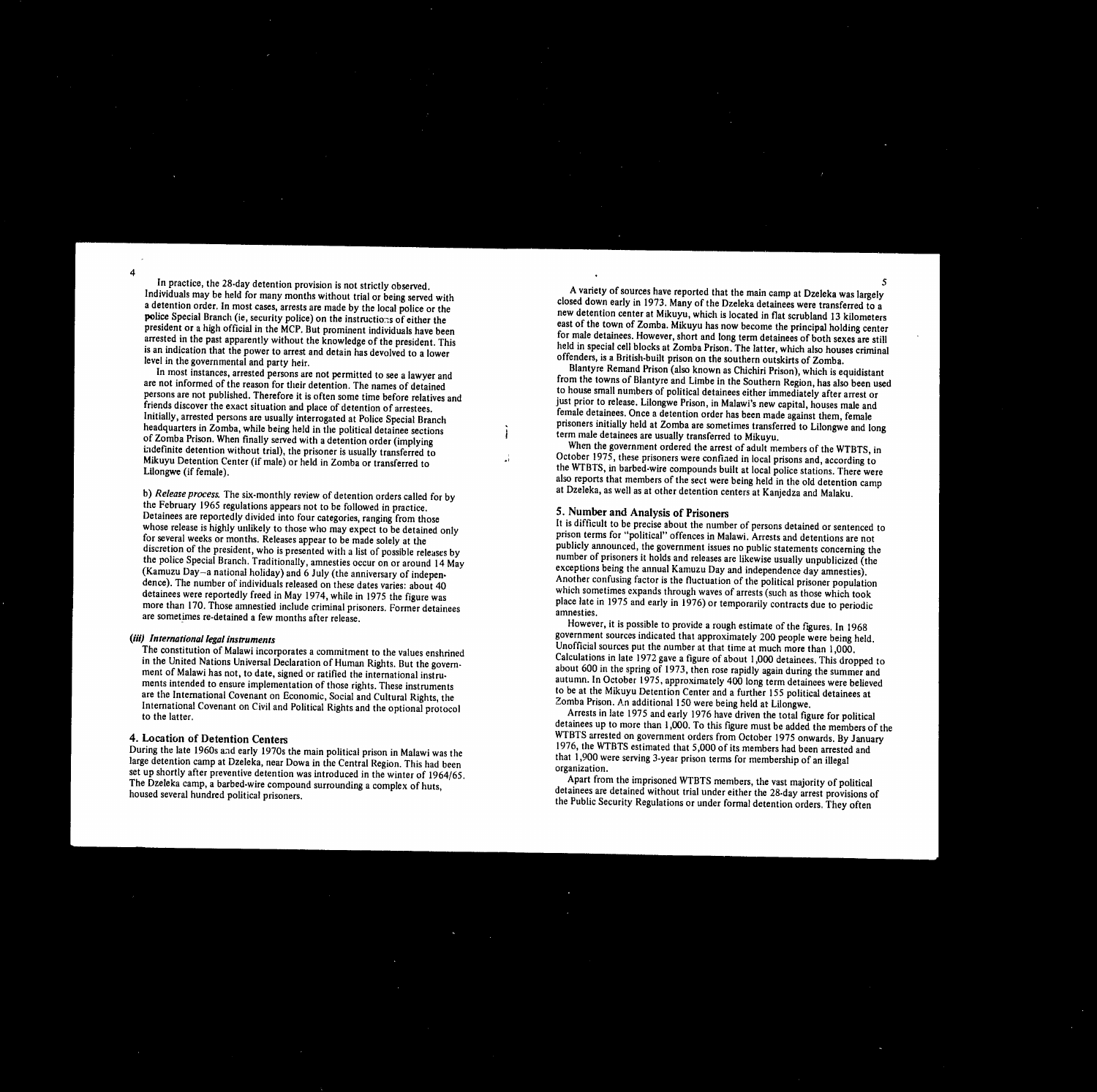In practice, the 28-day detention provision is not strictly observed. Individuals may be held for many months without trial or being served with a detention order. In most cases, arrests are made by the local police or the police Special Branch (ie, security police) on the instructions of either the president or a high official in the MCP. But prominent individuals have been arrested in the past apparently without the knowledge of the president. This is an indication that the power to arrest and detain has devolved to a lower level in the governmental and party heir.

In most instances, arrested persons are not permitted to see a lawyer and are not informed of the reason for their detention. The names of detained persons are not published. Therefore it is often some time before relatives and friends discover the exact situation and place of detention of arrestees. Initially, arrested persons are usually interrogated at Police Special Branch headquarters in Zomba, while being held in the political detainee sections of Zomba Prison. When finally served with a detention order (implying indefinite detention without trial), the prisoner is usually transferred to Mikuyu Detention Center (if male) or held in Zomba or transferred to Lilongwe (if female).

b) *Release process.* The six-monthly review of detention orders called for by the February 1965 regulations appears not to be followed in practice. Detainees are reportedly divided into four categories, ranging from those whose release is highly unlikely to those who may expect to be detained only for several weeks or months. Releases appear to be made solely at the discretion of the president, who is presented with a list of possible releases by the police Special Branch. Traditionally, amnesties occur on or around 14 May (Kamuzu Day—a national holiday) and 6 July (the anniversary of independence). The number of individuals released on these dates varies: about 40 detainees were reportedly freed in May 1974, while in 1975 the figure was more than 170. Those amnestied include criminal prisoners. Former detainees are sometimes re-detained a few months after release.

***(iii) International legal instruments***

The constitution of Malawi incorporates a commitment to the values enshrined in the United Nations Universal Declaration of Human Rights. But the government of Malawi has not, to date, signed or ratified the international instruments intended to ensure implementation of those rights. These instruments are the International Covenant on Economic, Social and Cultural Rights, the International Covenant on Civil and Political Rights and the optional protocol to the latter.

## 4. Location of Detention Centers

During the late 1960s and early 1970s the main political prison in Malawi was the large detention camp at Dzeleka, near Dowa in the Central Region. This had been set up shortly after preventive detention was introduced in the winter of 1964/65. The Dzeleka camp, a barbed-wire compound surrounding a complex of huts, housed several hundred political prisoners.

A variety of sources have reported that the main camp at Dzeleka was largely closed down early in 1973. Many of the Dzeleka detainees were transferred to a new detention center at Mikuyu, which is located in flat scrubland 13 kilometers east of the town of Zomba. Mikuyu has now become the principal holding center for male detainees. However, short and long term detainees of both sexes are still held in special cell blocks at Zomba Prison. The latter, which also houses criminal offenders, is a British-built prison on the southern outskirts of Zomba.

Blantyre Remand Prison (also known as Chichiri Prison), which is equidistant from the towns of Blantyre and Limbe in the Southern Region, has also been used to house small numbers of political detainees either immediately after arrest or just prior to release. Lilongwe Prison, in Malawi's new capital, houses male and female detainees. Once a detention order has been made against them, female prisoners initially held at Zomba are sometimes transferred to Lilongwe and long term male detainees are usually transferred to Mikuyu.

When the government ordered the arrest of adult members of the WTBTS, in October 1975, these prisoners were confined in local prisons and, according to the WTBTS, in barbed-wire compounds built at local police stations. There were also reports that members of the sect were being held in the old detention camp at Dzeleka, as well as at other detention centers at Kanjedza and Malaku.

## 5. Number and Analysis of Prisoners

It is difficult to be precise about the number of persons detained or sentenced to prison terms for "political" offences in Malawi. Arrests and detentions are not publicly announced, the government issues no public statements concerning the number of prisoners it holds and releases are likewise usually unpublicized (the exceptions being the annual Kamuzu Day and independence day amnesties). Another confusing factor is the fluctuation of the political prisoner population which sometimes expands through waves of arrests (such as those which took place late in 1975 and early in 1976) or temporarily contracts due to periodic amnesties.

However, it is possible to provide a rough estimate of the figures. In 1968 government sources indicated that approximately 200 people were being held. Unofficial sources put the number at that time at much more than 1,000. Calculations in late 1972 gave a figure of about 1,000 detainees. This dropped to about 600 in the spring of 1973, then rose rapidly again during the summer and autumn. In October 1975, approximately 400 long term detainees were believed to be at the Mikuyu Detention Center and a further 155 political detainees at Zomba Prison. An additional 150 were being held at Lilongwe.

Arrests in late 1975 and early 1976 have driven the total figure for political detainees up to more than 1,000. To this figure must be added the members of the WTBTS arrested on government orders from October 1975 onwards. By January 1976, the WTBTS estimated that 5,000 of its members had been arrested and that 1,900 were serving 3-year prison terms for membership of an illegal organization.

Apart from the imprisoned WTBTS members, the vast majority of political detainees are detained without trial under either the 28-day arrest provisions of the Public Security Regulations or under formal detention orders. They often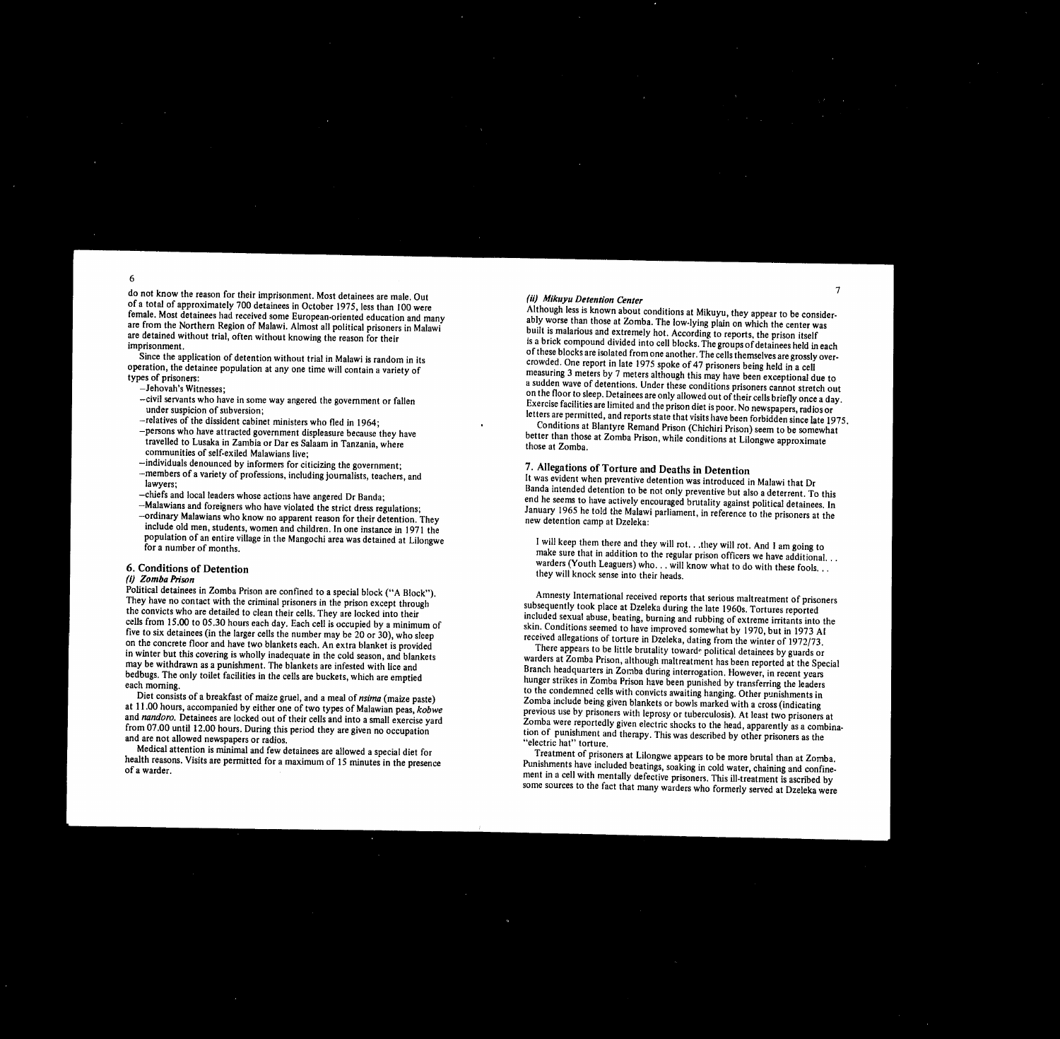do not know the reason for their imprisonment. Most detainees are male. Out of a total of approximately 700 detainees in October 1975, less than 100 were female. Most detainees had received some European-oriented education and many are from the Northern Region of Malawi. Almost all political prisoners in Malawi are detained without trial, often without knowing the reason for their imprisonment.

Since the application of detention without trial in Malawi is random in its operation, the detainee population at any one time will contain a variety of types of prisoners:

- Jehovah's Witnesses;
- civil servants who have in some way angered the government or fallen under suspicion of subversion;
- relatives of the dissident cabinet ministers who fled in 1964;
- persons who have attracted government displeasure because they have travelled to Lusaka in Zambia or Dar es Salaam in Tanzania, where communities of self-exiled Malawians live;
- individuals denounced by informers for citicizing the government;
- members of a variety of professions, including journalists, teachers, and lawyers;
- chiefs and local leaders whose actions have angered Dr Banda;
- Malawians and foreigners who have violated the strict dress regulations;
- ordinary Malawians who know no apparent reason for their detention. They include old men, students, women and children. In one instance in 1971 the population of an entire village in the Mangochi area was detained at Lilongwe for a number of months.

## 6. Conditions of Detention

### *(i) Zomba Prison*

Political detainees in Zomba Prison are confined to a special block ("A Block"). They have no contact with the criminal prisoners in the prison except through the convicts who are detailed to clean their cells. They are locked into their cells from 15.00 to 05.30 hours each day. Each cell is occupied by a minimum of five to six detainees (in the larger cells the number may be 20 or 30), who sleep on the concrete floor and have two blankets each. An extra blanket is provided in winter but this covering is wholly inadequate in the cold season, and blankets may be withdrawn as a punishment. The blankets are infested with lice and bedbugs. The only toilet facilities in the cells are buckets, which are emptied each morning.

Diet consists of a breakfast of maize gruel, and a meal of *nsima* (maize paste) at 11.00 hours, accompanied by either one of two types of Malawian peas, *kobwe* and *nandoro*. Detainees are locked out of their cells and into a small exercise yard from 07.00 until 12.00 hours. During this period they are given no occupation and are not allowed newspapers or radios.

Medical attention is minimal and few detainees are allowed a special diet for health reasons. Visits are permitted for a maximum of 15 minutes in the presence of a warder.

### *(ii) Mikuyu Detention Center*

Although less is known about conditions at Mikuyu, they appear to be considerably worse than those at Zomba. The low-lying plain on which the center was built is malarious and extremely hot. According to reports, the prison itself is a brick compound divided into cell blocks. The groups of detainees held in each of these blocks are isolated from one another. The cells themselves are grossly overcrowded. One report in late 1975 spoke of 47 prisoners being held in a cell measuring 3 meters by 7 meters although this may have been exceptional due to a sudden wave of detentions. Under these conditions prisoners cannot stretch out on the floor to sleep. Detainees are only allowed out of their cells briefly once a day. Exercise facilities are limited and the prison diet is poor. No newspapers, radios or letters are permitted, and reports state that visits have been forbidden since late 1975.

Conditions at Blantyre Remand Prison (Chichiri Prison) seem to be somewhat better than those at Zomba Prison, while conditions at Lilongwe approximate those at Zomba.

## 7. Allegations of Torture and Deaths in Detention

It was evident when preventive detention was introduced in Malawi that Dr Banda intended detention to be not only preventive but also a deterrent. To this end he seems to have actively encouraged brutality against political detainees. In January 1965 he told the Malawi parliament, in reference to the prisoners at the new detention camp at Dzeleka:

> I will keep them there and they will rot. . .they will rot. And I am going to make sure that in addition to the regular prison officers we have additional. . . warders (Youth Leaguers) who. . . will know what to do with these fools. . . they will knock sense into their heads.

Amnesty International received reports that serious maltreatment of prisoners subsequently took place at Dzeleka during the late 1960s. Tortures reported included sexual abuse, beating, burning and rubbing of extreme irritants into the skin. Conditions seemed to have improved somewhat by 1970, but in 1973 AI received allegations of torture in Dzeleka, dating from the winter of 1972/73.

There appears to be little brutality towards political detainees by guards or warders at Zomba Prison, although maltreatment has been reported at the Special Branch headquarters in Zomba during interrogation. However, in recent years hunger strikes in Zomba Prison have been punished by transferring the leaders to the condemned cells with convicts awaiting hanging. Other punishments in Zomba include being given blankets or bowls marked with a cross (indicating previous use by prisoners with leprosy or tuberculosis). At least two prisoners at Zomba were reportedly given electric shocks to the head, apparently as a combination of punishment and therapy. This was described by other prisoners as the "electric hat" torture.

Treatment of prisoners at Lilongwe appears to be more brutal than at Zomba. Punishments have included beatings, soaking in cold water, chaining and confinement in a cell with mentally defective prisoners. This ill-treatment is ascribed by some sources to the fact that many warders who formerly served at Dzeleka were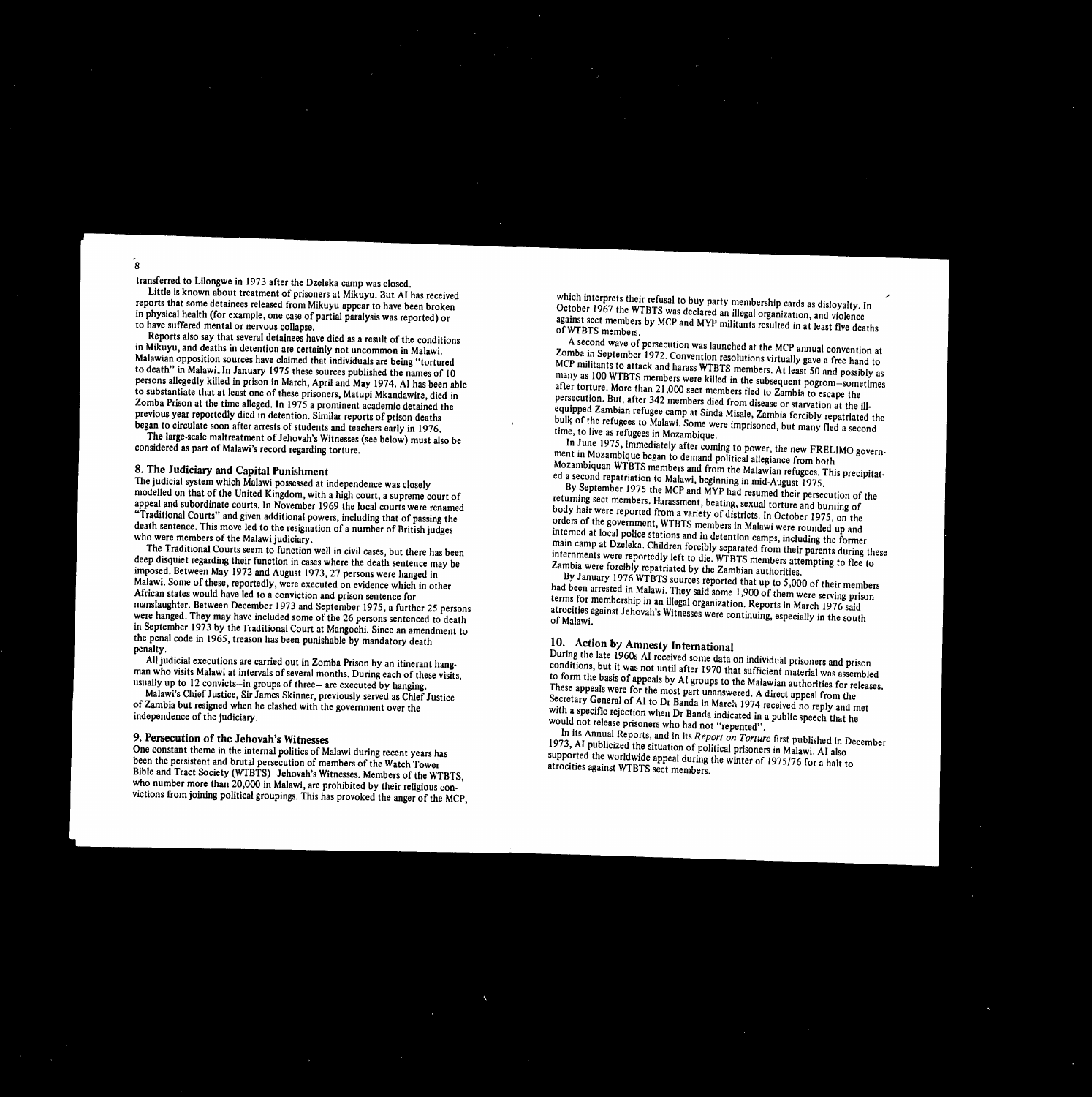transferred to Lilongwe in 1973 after the Dzeleka camp was closed.

Little is known about treatment of prisoners at Mikuyu. But AI has received reports that some detainees released from Mikuyu appear to have been broken in physical health (for example, one case of partial paralysis was reported) or to have suffered mental or nervous collapse.

Reports also say that several detainees have died as a result of the conditions in Mikuyu, and deaths in detention are certainly not uncommon in Malawi. Malawian opposition sources have claimed that individuals are being "tortured to death" in Malawi. In January 1975 these sources published the names of 10 persons allegedly killed in prison in March, April and May 1974. AI has been able to substantiate that at least one of these prisoners, Matupi Mkandawire, died in Zomba Prison at the time alleged. In 1975 a prominent academic detained the previous year reportedly died in detention. Similar reports of prison deaths began to circulate soon after arrests of students and teachers early in 1976.

The large-scale maltreatment of Jehovah's Witnesses (see below) must also be considered as part of Malawi's record regarding torture.

## 8. The Judiciary and Capital Punishment

The judicial system which Malawi possessed at independence was closely modelled on that of the United Kingdom, with a high court, a supreme court of appeal and subordinate courts. In November 1969 the local courts were renamed "Traditional Courts" and given additional powers, including that of passing the death sentence. This move led to the resignation of a number of British judges who were members of the Malawi judiciary.

The Traditional Courts seem to function well in civil cases, but there has been deep disquiet regarding their function in cases where the death sentence may be imposed. Between May 1972 and August 1973, 27 persons were hanged in Malawi. Some of these, reportedly, were executed on evidence which in other African states would have led to a conviction and prison sentence for manslaughter. Between December 1973 and September 1975, a further 25 persons were hanged. They may have included some of the 26 persons sentenced to death in September 1973 by the Traditional Court at Mangochi. Since an amendment to the penal code in 1965, treason has been punishable by mandatory death penalty.

All judicial executions are carried out in Zomba Prison by an itinerant hangman who visits Malawi at intervals of several months. During each of these visits, usually up to 12 convicts—in groups of three— are executed by hanging.

Malawi's Chief Justice, Sir James Skinner, previously served as Chief Justice of Zambia but resigned when he clashed with the government over the independence of the judiciary.

## 9. Persecution of the Jehovah's Witnesses

One constant theme in the internal politics of Malawi during recent years has been the persistent and brutal persecution of members of the Watch Tower Bible and Tract Society (WTBTS)—Jehovah's Witnesses. Members of the WTBTS, who number more than 20,000 in Malawi, are prohibited by their religious convictions from joining political groupings. This has provoked the anger of the MCP, which interprets their refusal to buy party membership cards as disloyalty. In October 1967 the WTBTS was declared an illegal organization, and violence against sect members by MCP and MYP militants resulted in at least five deaths of WTBTS members.

A second wave of persecution was launched at the MCP annual convention at Zomba in September 1972. Convention resolutions virtually gave a free hand to MCP militants to attack and harass WTBTS members. At least 50 and possibly as many as 100 WTBTS members were killed in the subsequent pogrom—sometimes after torture. More than 21,000 sect members fled to Zambia to escape the persecution. But, after 342 members died from disease or starvation at the ill-equipped Zambian refugee camp at Sinda Misale, Zambia forcibly repatriated the bulk of the refugees to Malawi. Some were imprisoned, but many fled a second time, to live as refugees in Mozambique.

In June 1975, immediately after coming to power, the new FRELIMO government in Mozambique began to demand political allegiance from both Mozambiquan WTBTS members and from the Malawian refugees. This precipitated a second repatriation to Malawi, beginning in mid-August 1975.

By September 1975 the MCP and MYP had resumed their persecution of the returning sect members. Harassment, beating, sexual torture and burning of body hair were reported from a variety of districts. In October 1975, on the orders of the government, WTBTS members in Malawi were rounded up and interned at local police stations and in detention camps, including the former main camp at Dzeleka. Children forcibly separated from their parents during these internments were reportedly left to die. WTBTS members attempting to flee to Zambia were forcibly repatriated by the Zambian authorities.

By January 1976 WTBTS sources reported that up to 5,000 of their members had been arrested in Malawi. They said some 1,900 of them were serving prison terms for membership in an illegal organization. Reports in March 1976 said atrocities against Jehovah's Witnesses were continuing, especially in the south of Malawi.

## 10. Action by Amnesty International

During the late 1960s AI received some data on individual prisoners and prison conditions, but it was not until after 1970 that sufficient material was assembled to form the basis of appeals by AI groups to the Malawian authorities for releases. These appeals were for the most part unanswered. A direct appeal from the Secretary General of AI to Dr Banda in March 1974 received no reply and met with a specific rejection when Dr Banda indicated in a public speech that he would not release prisoners who had not "repented".

In its Annual Reports, and in its *Report on Torture* first published in December 1973, AI publicized the situation of political prisoners in Malawi. AI also supported the worldwide appeal during the winter of 1975/76 for a halt to atrocities against WTBTS sect members.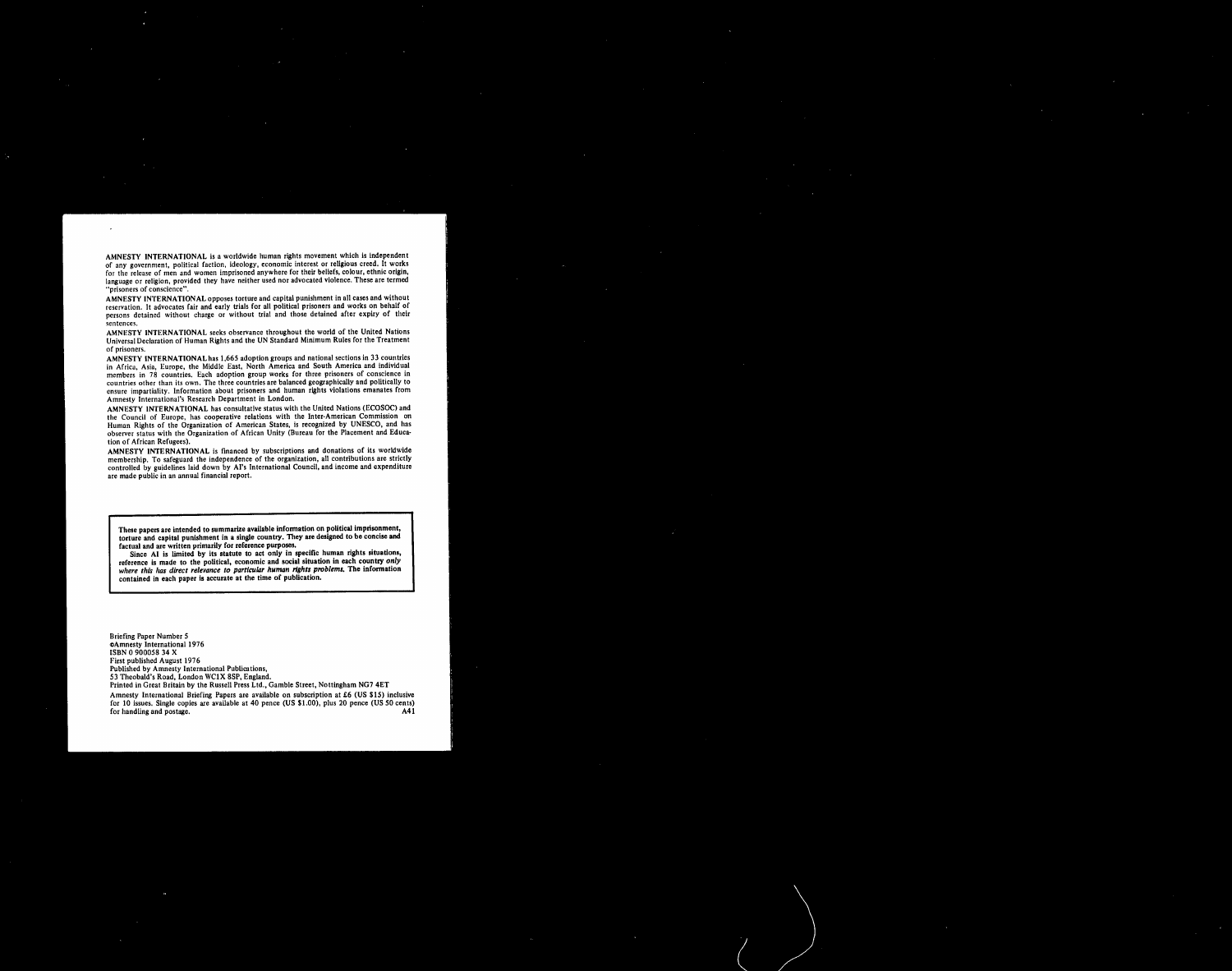**AMNESTY INTERNATIONAL** is a worldwide human rights movement which is independent of any government, political faction, ideology, economic interest or religious creed. It works for the release of men and women imprisoned anywhere for their beliefs, colour, ethnic origin, language or religion, provided they have neither used nor advocated violence. These are termed "prisoners of conscience".

**AMNESTY INTERNATIONAL** opposes torture and capital punishment in all cases and without reservation. It advocates fair and early trials for all political prisoners and works on behalf of persons detained without charge or without trial and those detained after expiry of their sentences.

**AMNESTY INTERNATIONAL** seeks observance throughout the world of the United Nations Universal Declaration of Human Rights and the UN Standard Minimum Rules for the Treatment of prisoners.

**AMNESTY INTERNATIONAL** has 1,665 adoption groups and national sections in 33 countries in Africa, Asia, Europe, the Middle East, North America and South America and individual members in 78 countries. Each adoption group works for three prisoners of conscience in countries other than its own. The three countries are balanced geographically and politically to ensure impartiality. Information about prisoners and human rights violations emanates from Amnesty International's Research Department in London.

**AMNESTY INTERNATIONAL** has consultative status with the United Nations (ECOSOC) and the Council of Europe, has cooperative relations with the Inter-American Commission on Human Rights of the Organization of American States, is recognized by UNESCO, and has observer status with the Organization of African Unity (Bureau for the Placement and Education of African Refugees).

**AMNESTY INTERNATIONAL** is financed by subscriptions and donations of its worldwide membership. To safeguard the independence of the organization, all contributions are strictly controlled by guidelines laid down by AI's International Council, and income and expenditure are made public in an annual financial report.

**These papers are intended to summarize available information on political imprisonment, torture and capital punishment in a single country. They are designed to be concise and factual and are written primarily for reference purposes.**

**Since AI is limited by its statute to act only in specific human rights situations, reference is made to the political, economic and social situation in each country *only where this has direct relevance to particular human rights problems.* The information contained in each paper is accurate at the time of publication.**

Briefing Paper Number 5
©Amnesty International 1976
ISBN 0 900058 34 X
First published August 1976
Published by Amnesty International Publications,
53 Theobald's Road, London WC1X 8SP, England.
Printed in Great Britain by the Russell Press Ltd., Gamble Street, Nottingham NG7 4ET

Amnesty International Briefing Papers are available on subscription at £6 (US $15) inclusive for 10 issues. Single copies are available at 40 pence (US $1.00), plus 20 pence (US 50 cents) for handling and postage. A41